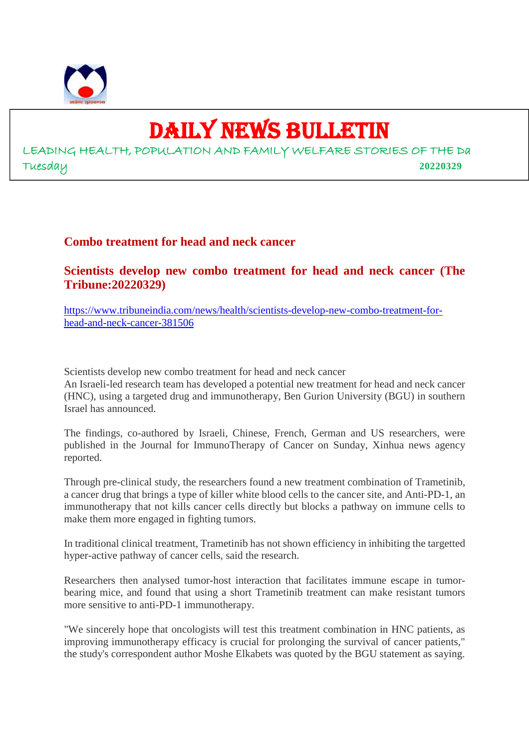# DAILY NEWS BULLETIN

LEADING HEALTH, POPULATION AND FAMILY WELFARE STORIES OF THE Da

Tuesday **20220329**

## Combo treatment for head and neck cancer

### Scientists develop new combo treatment for head and neck cancer (The Tribune:20220329)

https://www.tribuneindia.com/news/health/scientists-develop-new-combo-treatment-for-head-and-neck-cancer-381506

Scientists develop new combo treatment for head and neck cancer

An Israeli-led research team has developed a potential new treatment for head and neck cancer (HNC), using a targeted drug and immunotherapy, Ben Gurion University (BGU) in southern Israel has announced.

The findings, co-authored by Israeli, Chinese, French, German and US researchers, were published in the Journal for ImmunoTherapy of Cancer on Sunday, Xinhua news agency reported.

Through pre-clinical study, the researchers found a new treatment combination of Trametinib, a cancer drug that brings a type of killer white blood cells to the cancer site, and Anti-PD-1, an immunotherapy that not kills cancer cells directly but blocks a pathway on immune cells to make them more engaged in fighting tumors.

In traditional clinical treatment, Trametinib has not shown efficiency in inhibiting the targetted hyper-active pathway of cancer cells, said the research.

Researchers then analysed tumor-host interaction that facilitates immune escape in tumor-bearing mice, and found that using a short Trametinib treatment can make resistant tumors more sensitive to anti-PD-1 immunotherapy.

"We sincerely hope that oncologists will test this treatment combination in HNC patients, as improving immunotherapy efficacy is crucial for prolonging the survival of cancer patients," the study's correspondent author Moshe Elkabets was quoted by the BGU statement as saying.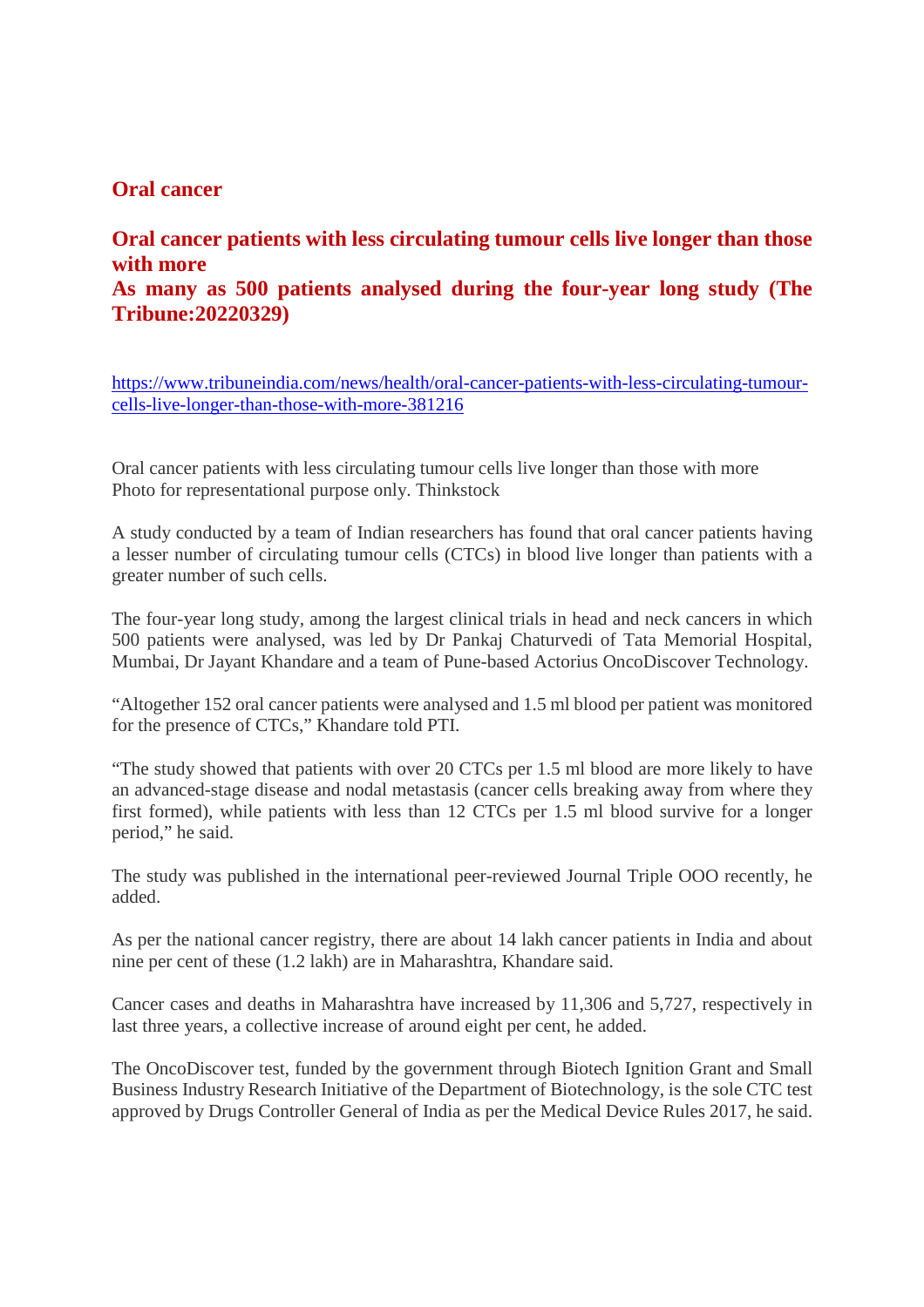## Oral cancer

### Oral cancer patients with less circulating tumour cells live longer than those with more

### As many as 500 patients analysed during the four-year long study (The Tribune:20220329)

https://www.tribuneindia.com/news/health/oral-cancer-patients-with-less-circulating-tumour-cells-live-longer-than-those-with-more-381216

Oral cancer patients with less circulating tumour cells live longer than those with more
Photo for representational purpose only. Thinkstock

A study conducted by a team of Indian researchers has found that oral cancer patients having a lesser number of circulating tumour cells (CTCs) in blood live longer than patients with a greater number of such cells.

The four-year long study, among the largest clinical trials in head and neck cancers in which 500 patients were analysed, was led by Dr Pankaj Chaturvedi of Tata Memorial Hospital, Mumbai, Dr Jayant Khandare and a team of Pune-based Actorius OncoDiscover Technology.

"Altogether 152 oral cancer patients were analysed and 1.5 ml blood per patient was monitored for the presence of CTCs," Khandare told PTI.

"The study showed that patients with over 20 CTCs per 1.5 ml blood are more likely to have an advanced-stage disease and nodal metastasis (cancer cells breaking away from where they first formed), while patients with less than 12 CTCs per 1.5 ml blood survive for a longer period," he said.

The study was published in the international peer-reviewed Journal Triple OOO recently, he added.

As per the national cancer registry, there are about 14 lakh cancer patients in India and about nine per cent of these (1.2 lakh) are in Maharashtra, Khandare said.

Cancer cases and deaths in Maharashtra have increased by 11,306 and 5,727, respectively in last three years, a collective increase of around eight per cent, he added.

The OncoDiscover test, funded by the government through Biotech Ignition Grant and Small Business Industry Research Initiative of the Department of Biotechnology, is the sole CTC test approved by Drugs Controller General of India as per the Medical Device Rules 2017, he said.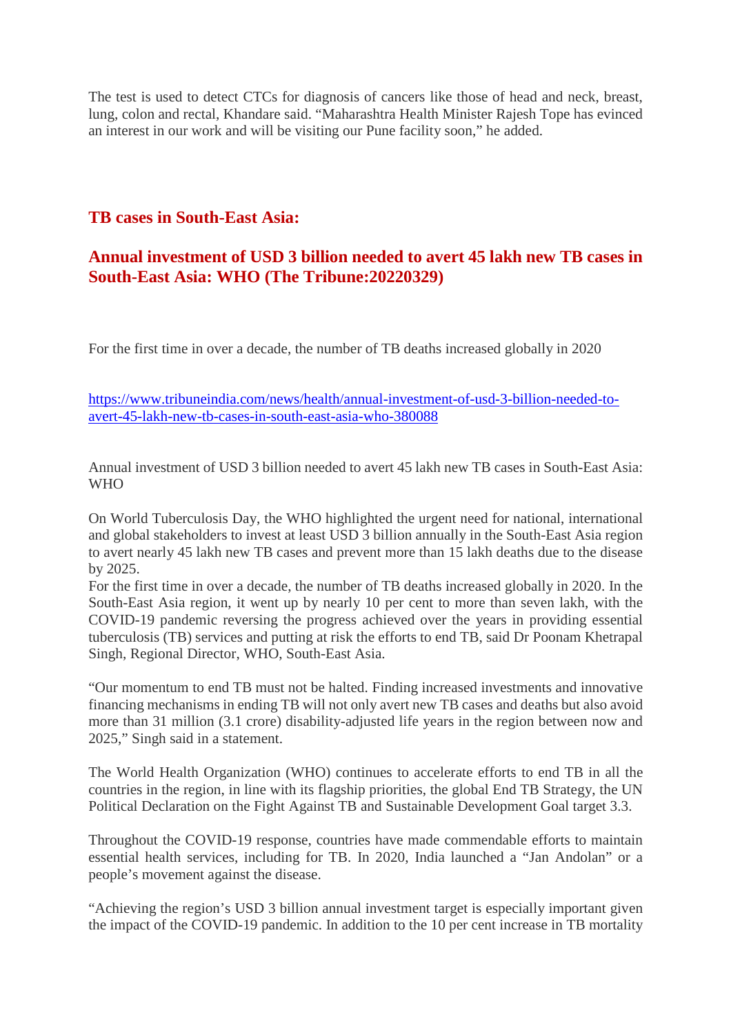The test is used to detect CTCs for diagnosis of cancers like those of head and neck, breast, lung, colon and rectal, Khandare said. “Maharashtra Health Minister Rajesh Tope has evinced an interest in our work and will be visiting our Pune facility soon,” he added.

## TB cases in South-East Asia:

## Annual investment of USD 3 billion needed to avert 45 lakh new TB cases in South-East Asia: WHO (The Tribune:20220329)

For the first time in over a decade, the number of TB deaths increased globally in 2020

https://www.tribuneindia.com/news/health/annual-investment-of-usd-3-billion-needed-to-avert-45-lakh-new-tb-cases-in-south-east-asia-who-380088

Annual investment of USD 3 billion needed to avert 45 lakh new TB cases in South-East Asia: WHO

On World Tuberculosis Day, the WHO highlighted the urgent need for national, international and global stakeholders to invest at least USD 3 billion annually in the South-East Asia region to avert nearly 45 lakh new TB cases and prevent more than 15 lakh deaths due to the disease by 2025.
For the first time in over a decade, the number of TB deaths increased globally in 2020. In the South-East Asia region, it went up by nearly 10 per cent to more than seven lakh, with the COVID-19 pandemic reversing the progress achieved over the years in providing essential tuberculosis (TB) services and putting at risk the efforts to end TB, said Dr Poonam Khetrapal Singh, Regional Director, WHO, South-East Asia.

“Our momentum to end TB must not be halted. Finding increased investments and innovative financing mechanisms in ending TB will not only avert new TB cases and deaths but also avoid more than 31 million (3.1 crore) disability-adjusted life years in the region between now and 2025,” Singh said in a statement.

The World Health Organization (WHO) continues to accelerate efforts to end TB in all the countries in the region, in line with its flagship priorities, the global End TB Strategy, the UN Political Declaration on the Fight Against TB and Sustainable Development Goal target 3.3.

Throughout the COVID-19 response, countries have made commendable efforts to maintain essential health services, including for TB. In 2020, India launched a “Jan Andolan” or a people’s movement against the disease.

“Achieving the region’s USD 3 billion annual investment target is especially important given the impact of the COVID-19 pandemic. In addition to the 10 per cent increase in TB mortality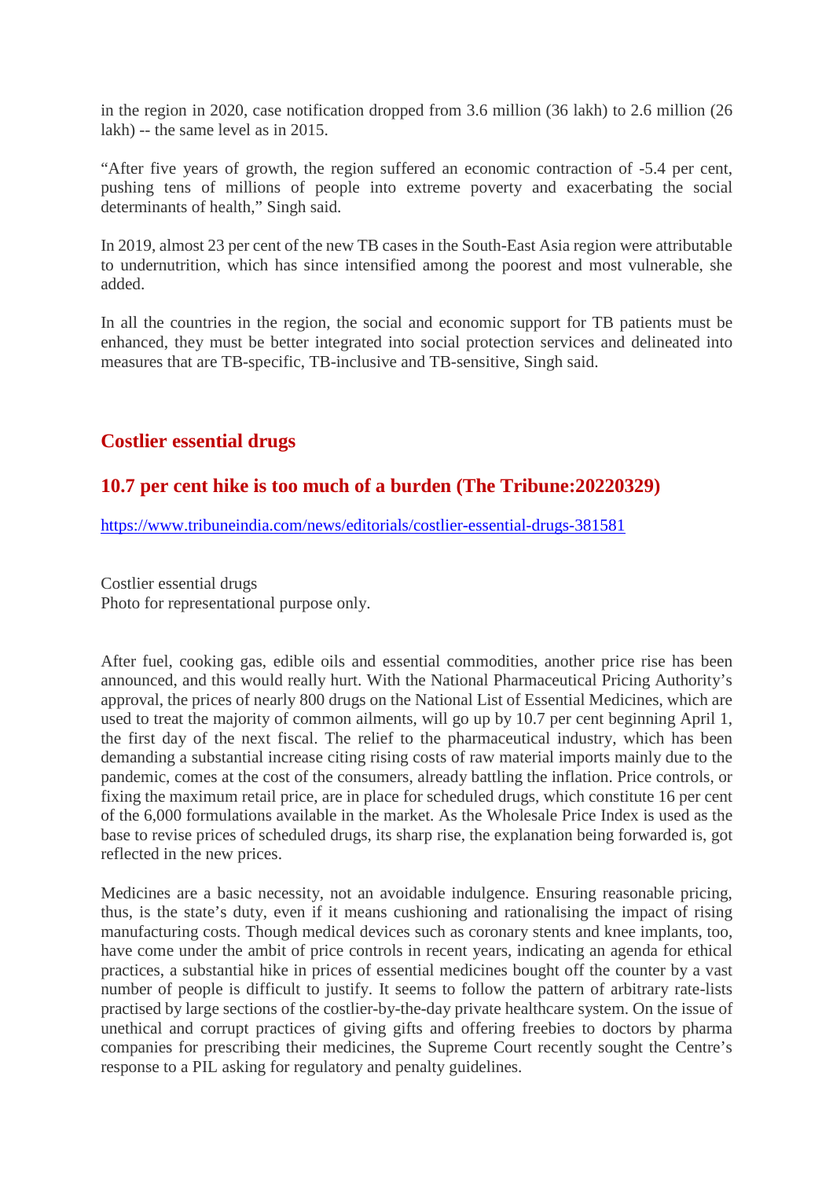in the region in 2020, case notification dropped from 3.6 million (36 lakh) to 2.6 million (26 lakh) -- the same level as in 2015.

"After five years of growth, the region suffered an economic contraction of -5.4 per cent, pushing tens of millions of people into extreme poverty and exacerbating the social determinants of health," Singh said.

In 2019, almost 23 per cent of the new TB cases in the South-East Asia region were attributable to undernutrition, which has since intensified among the poorest and most vulnerable, she added.

In all the countries in the region, the social and economic support for TB patients must be enhanced, they must be better integrated into social protection services and delineated into measures that are TB-specific, TB-inclusive and TB-sensitive, Singh said.

## Costlier essential drugs

## 10.7 per cent hike is too much of a burden (The Tribune:20220329)

https://www.tribuneindia.com/news/editorials/costlier-essential-drugs-381581

Costlier essential drugs
Photo for representational purpose only.

After fuel, cooking gas, edible oils and essential commodities, another price rise has been announced, and this would really hurt. With the National Pharmaceutical Pricing Authority's approval, the prices of nearly 800 drugs on the National List of Essential Medicines, which are used to treat the majority of common ailments, will go up by 10.7 per cent beginning April 1, the first day of the next fiscal. The relief to the pharmaceutical industry, which has been demanding a substantial increase citing rising costs of raw material imports mainly due to the pandemic, comes at the cost of the consumers, already battling the inflation. Price controls, or fixing the maximum retail price, are in place for scheduled drugs, which constitute 16 per cent of the 6,000 formulations available in the market. As the Wholesale Price Index is used as the base to revise prices of scheduled drugs, its sharp rise, the explanation being forwarded is, got reflected in the new prices.

Medicines are a basic necessity, not an avoidable indulgence. Ensuring reasonable pricing, thus, is the state's duty, even if it means cushioning and rationalising the impact of rising manufacturing costs. Though medical devices such as coronary stents and knee implants, too, have come under the ambit of price controls in recent years, indicating an agenda for ethical practices, a substantial hike in prices of essential medicines bought off the counter by a vast number of people is difficult to justify. It seems to follow the pattern of arbitrary rate-lists practised by large sections of the costlier-by-the-day private healthcare system. On the issue of unethical and corrupt practices of giving gifts and offering freebies to doctors by pharma companies for prescribing their medicines, the Supreme Court recently sought the Centre's response to a PIL asking for regulatory and penalty guidelines.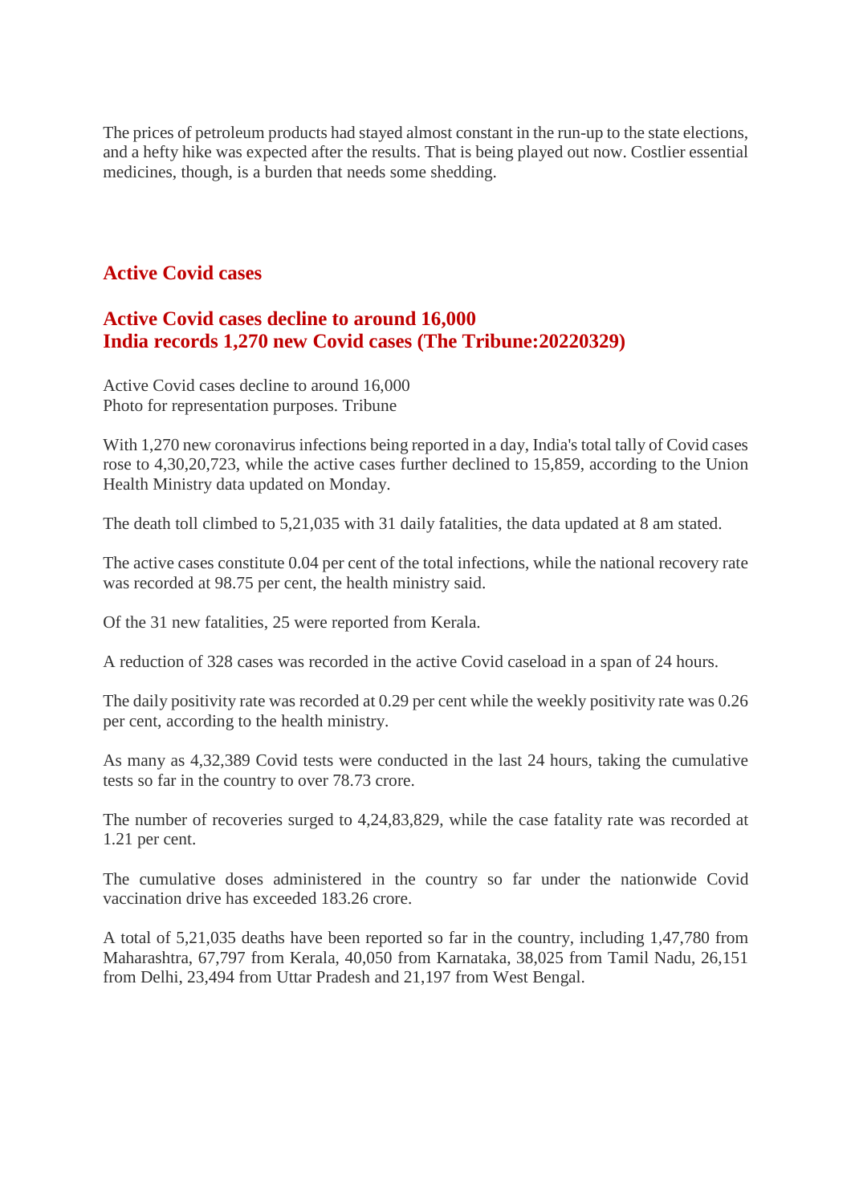The prices of petroleum products had stayed almost constant in the run-up to the state elections, and a hefty hike was expected after the results. That is being played out now. Costlier essential medicines, though, is a burden that needs some shedding.

## Active Covid cases

### Active Covid cases decline to around 16,000
### India records 1,270 new Covid cases (The Tribune:20220329)

Active Covid cases decline to around 16,000
Photo for representation purposes. Tribune

With 1,270 new coronavirus infections being reported in a day, India's total tally of Covid cases rose to 4,30,20,723, while the active cases further declined to 15,859, according to the Union Health Ministry data updated on Monday.

The death toll climbed to 5,21,035 with 31 daily fatalities, the data updated at 8 am stated.

The active cases constitute 0.04 per cent of the total infections, while the national recovery rate was recorded at 98.75 per cent, the health ministry said.

Of the 31 new fatalities, 25 were reported from Kerala.

A reduction of 328 cases was recorded in the active Covid caseload in a span of 24 hours.

The daily positivity rate was recorded at 0.29 per cent while the weekly positivity rate was 0.26 per cent, according to the health ministry.

As many as 4,32,389 Covid tests were conducted in the last 24 hours, taking the cumulative tests so far in the country to over 78.73 crore.

The number of recoveries surged to 4,24,83,829, while the case fatality rate was recorded at 1.21 per cent.

The cumulative doses administered in the country so far under the nationwide Covid vaccination drive has exceeded 183.26 crore.

A total of 5,21,035 deaths have been reported so far in the country, including 1,47,780 from Maharashtra, 67,797 from Kerala, 40,050 from Karnataka, 38,025 from Tamil Nadu, 26,151 from Delhi, 23,494 from Uttar Pradesh and 21,197 from West Bengal.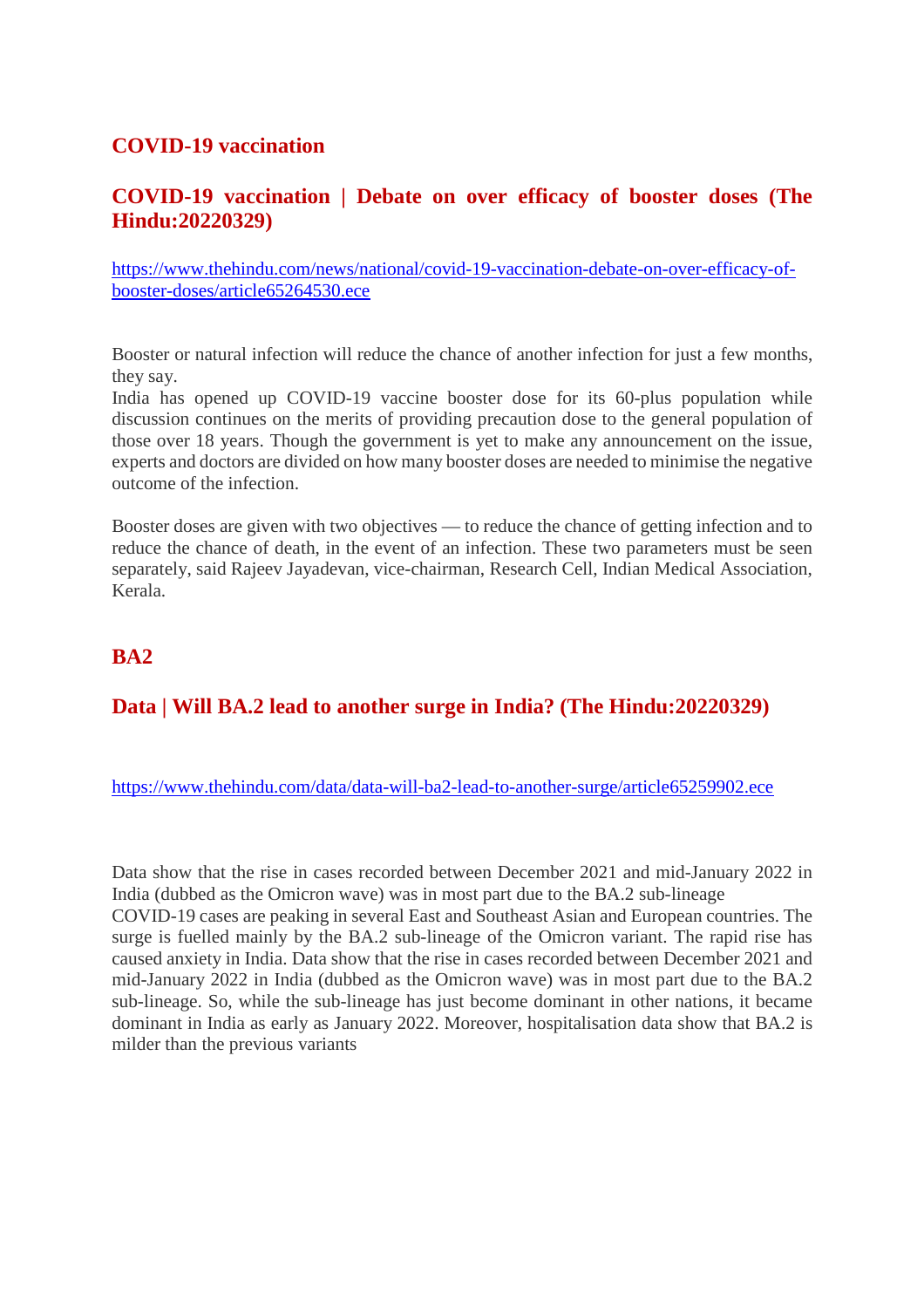## COVID-19 vaccination

### COVID-19 vaccination | Debate on over efficacy of booster doses (The Hindu:20220329)

https://www.thehindu.com/news/national/covid-19-vaccination-debate-on-over-efficacy-of-booster-doses/article65264530.ece

Booster or natural infection will reduce the chance of another infection for just a few months, they say.
India has opened up COVID-19 vaccine booster dose for its 60-plus population while discussion continues on the merits of providing precaution dose to the general population of those over 18 years. Though the government is yet to make any announcement on the issue, experts and doctors are divided on how many booster doses are needed to minimise the negative outcome of the infection.

Booster doses are given with two objectives — to reduce the chance of getting infection and to reduce the chance of death, in the event of an infection. These two parameters must be seen separately, said Rajeev Jayadevan, vice-chairman, Research Cell, Indian Medical Association, Kerala.

## BA2

### Data | Will BA.2 lead to another surge in India? (The Hindu:20220329)

https://www.thehindu.com/data/data-will-ba2-lead-to-another-surge/article65259902.ece

Data show that the rise in cases recorded between December 2021 and mid-January 2022 in India (dubbed as the Omicron wave) was in most part due to the BA.2 sub-lineage
COVID-19 cases are peaking in several East and Southeast Asian and European countries. The surge is fuelled mainly by the BA.2 sub-lineage of the Omicron variant. The rapid rise has caused anxiety in India. Data show that the rise in cases recorded between December 2021 and mid-January 2022 in India (dubbed as the Omicron wave) was in most part due to the BA.2 sub-lineage. So, while the sub-lineage has just become dominant in other nations, it became dominant in India as early as January 2022. Moreover, hospitalisation data show that BA.2 is milder than the previous variants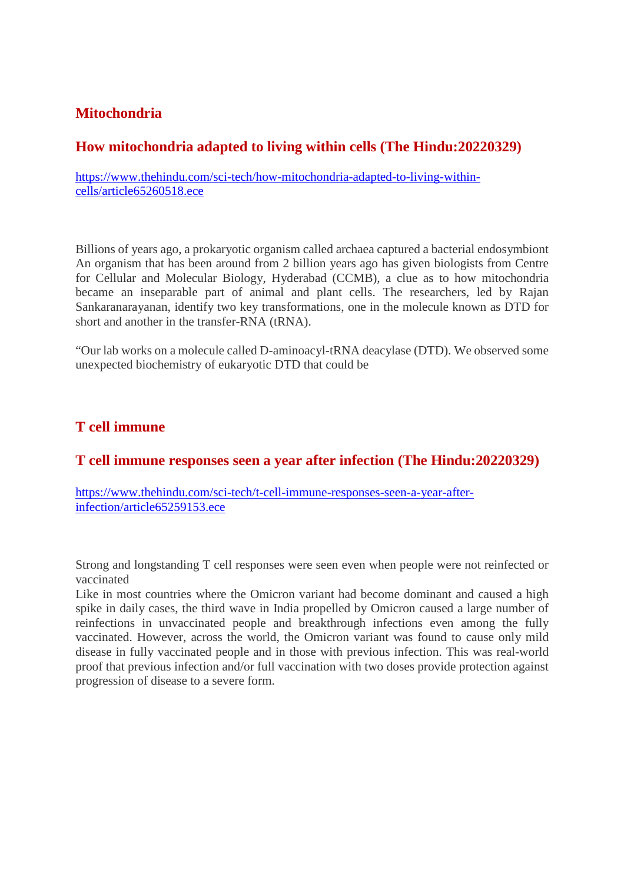## Mitochondria

## How mitochondria adapted to living within cells (The Hindu:20220329)

https://www.thehindu.com/sci-tech/how-mitochondria-adapted-to-living-within-cells/article65260518.ece

Billions of years ago, a prokaryotic organism called archaea captured a bacterial endosymbiont An organism that has been around from 2 billion years ago has given biologists from Centre for Cellular and Molecular Biology, Hyderabad (CCMB), a clue as to how mitochondria became an inseparable part of animal and plant cells. The researchers, led by Rajan Sankaranarayanan, identify two key transformations, one in the molecule known as DTD for short and another in the transfer-RNA (tRNA).

"Our lab works on a molecule called D-aminoacyl-tRNA deacylase (DTD). We observed some unexpected biochemistry of eukaryotic DTD that could be

## T cell immune

## T cell immune responses seen a year after infection (The Hindu:20220329)

https://www.thehindu.com/sci-tech/t-cell-immune-responses-seen-a-year-after-infection/article65259153.ece

Strong and longstanding T cell responses were seen even when people were not reinfected or vaccinated

Like in most countries where the Omicron variant had become dominant and caused a high spike in daily cases, the third wave in India propelled by Omicron caused a large number of reinfections in unvaccinated people and breakthrough infections even among the fully vaccinated. However, across the world, the Omicron variant was found to cause only mild disease in fully vaccinated people and in those with previous infection. This was real-world proof that previous infection and/or full vaccination with two doses provide protection against progression of disease to a severe form.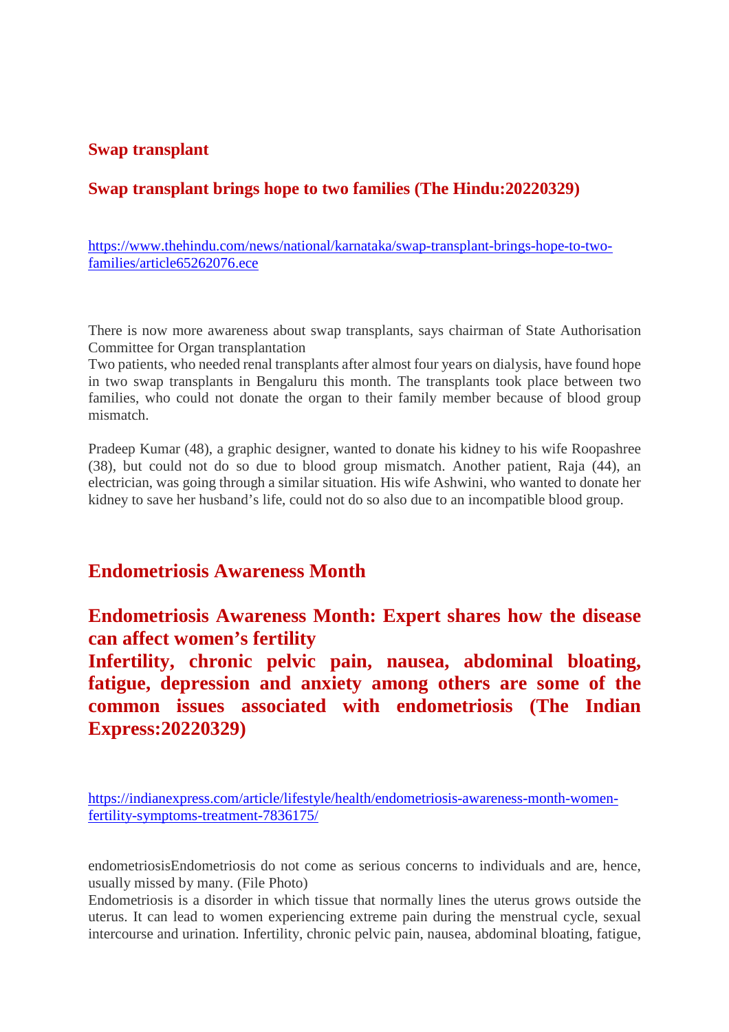## Swap transplant

### Swap transplant brings hope to two families (The Hindu:20220329)

https://www.thehindu.com/news/national/karnataka/swap-transplant-brings-hope-to-two-families/article65262076.ece

There is now more awareness about swap transplants, says chairman of State Authorisation Committee for Organ transplantation
Two patients, who needed renal transplants after almost four years on dialysis, have found hope in two swap transplants in Bengaluru this month. The transplants took place between two families, who could not donate the organ to their family member because of blood group mismatch.

Pradeep Kumar (48), a graphic designer, wanted to donate his kidney to his wife Roopashree (38), but could not do so due to blood group mismatch. Another patient, Raja (44), an electrician, was going through a similar situation. His wife Ashwini, who wanted to donate her kidney to save her husband's life, could not do so also due to an incompatible blood group.

## Endometriosis Awareness Month

### Endometriosis Awareness Month: Expert shares how the disease can affect women's fertility
### Infertility, chronic pelvic pain, nausea, abdominal bloating, fatigue, depression and anxiety among others are some of the common issues associated with endometriosis (The Indian Express:20220329)

https://indianexpress.com/article/lifestyle/health/endometriosis-awareness-month-women-fertility-symptoms-treatment-7836175/

endometriosisEndometriosis do not come as serious concerns to individuals and are, hence, usually missed by many. (File Photo)
Endometriosis is a disorder in which tissue that normally lines the uterus grows outside the uterus. It can lead to women experiencing extreme pain during the menstrual cycle, sexual intercourse and urination. Infertility, chronic pelvic pain, nausea, abdominal bloating, fatigue,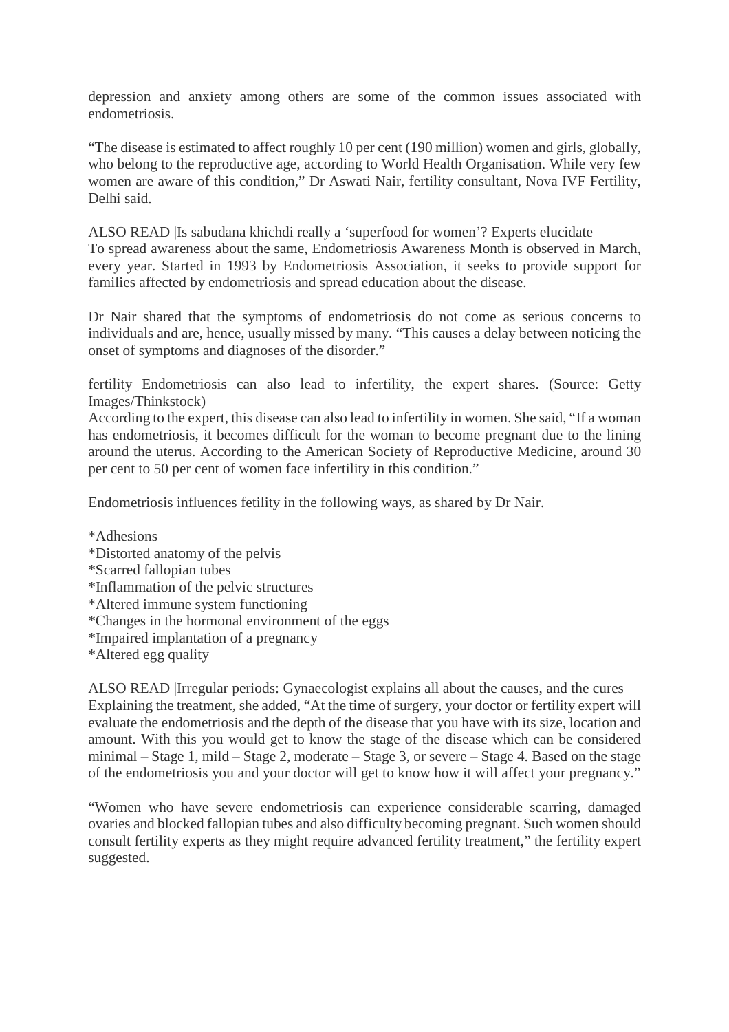depression and anxiety among others are some of the common issues associated with endometriosis.

"The disease is estimated to affect roughly 10 per cent (190 million) women and girls, globally, who belong to the reproductive age, according to World Health Organisation. While very few women are aware of this condition," Dr Aswati Nair, fertility consultant, Nova IVF Fertility, Delhi said.

ALSO READ |Is sabudana khichdi really a 'superfood for women'? Experts elucidate
To spread awareness about the same, Endometriosis Awareness Month is observed in March, every year. Started in 1993 by Endometriosis Association, it seeks to provide support for families affected by endometriosis and spread education about the disease.

Dr Nair shared that the symptoms of endometriosis do not come as serious concerns to individuals and are, hence, usually missed by many. "This causes a delay between noticing the onset of symptoms and diagnoses of the disorder."

fertility Endometriosis can also lead to infertility, the expert shares. (Source: Getty Images/Thinkstock)
According to the expert, this disease can also lead to infertility in women. She said, "If a woman has endometriosis, it becomes difficult for the woman to become pregnant due to the lining around the uterus. According to the American Society of Reproductive Medicine, around 30 per cent to 50 per cent of women face infertility in this condition."

Endometriosis influences fetility in the following ways, as shared by Dr Nair.

*Adhesions
*Distorted anatomy of the pelvis
*Scarred fallopian tubes
*Inflammation of the pelvic structures
*Altered immune system functioning
*Changes in the hormonal environment of the eggs
*Impaired implantation of a pregnancy
*Altered egg quality

ALSO READ |Irregular periods: Gynaecologist explains all about the causes, and the cures
Explaining the treatment, she added, "At the time of surgery, your doctor or fertility expert will evaluate the endometriosis and the depth of the disease that you have with its size, location and amount. With this you would get to know the stage of the disease which can be considered minimal – Stage 1, mild – Stage 2, moderate – Stage 3, or severe – Stage 4. Based on the stage of the endometriosis you and your doctor will get to know how it will affect your pregnancy."

"Women who have severe endometriosis can experience considerable scarring, damaged ovaries and blocked fallopian tubes and also difficulty becoming pregnant. Such women should consult fertility experts as they might require advanced fertility treatment," the fertility expert suggested.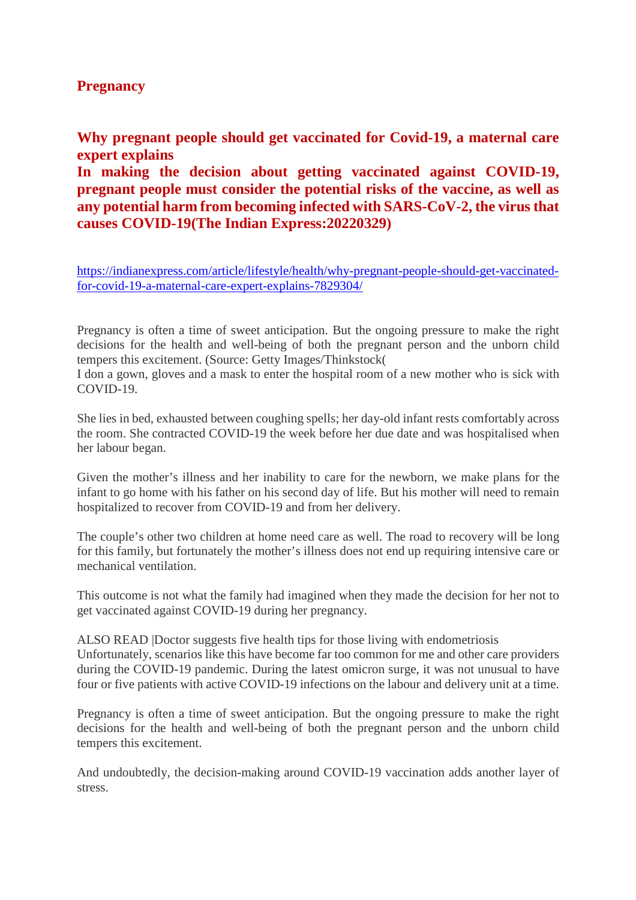## Pregnancy

### Why pregnant people should get vaccinated for Covid-19, a maternal care expert explains

### In making the decision about getting vaccinated against COVID-19, pregnant people must consider the potential risks of the vaccine, as well as any potential harm from becoming infected with SARS-CoV-2, the virus that causes COVID-19(The Indian Express:20220329)

https://indianexpress.com/article/lifestyle/health/why-pregnant-people-should-get-vaccinated-for-covid-19-a-maternal-care-expert-explains-7829304/

Pregnancy is often a time of sweet anticipation. But the ongoing pressure to make the right decisions for the health and well-being of both the pregnant person and the unborn child tempers this excitement. (Source: Getty Images/Thinkstock(
I don a gown, gloves and a mask to enter the hospital room of a new mother who is sick with COVID-19.

She lies in bed, exhausted between coughing spells; her day-old infant rests comfortably across the room. She contracted COVID-19 the week before her due date and was hospitalised when her labour began.

Given the mother's illness and her inability to care for the newborn, we make plans for the infant to go home with his father on his second day of life. But his mother will need to remain hospitalized to recover from COVID-19 and from her delivery.

The couple's other two children at home need care as well. The road to recovery will be long for this family, but fortunately the mother's illness does not end up requiring intensive care or mechanical ventilation.

This outcome is not what the family had imagined when they made the decision for her not to get vaccinated against COVID-19 during her pregnancy.

ALSO READ |Doctor suggests five health tips for those living with endometriosis
Unfortunately, scenarios like this have become far too common for me and other care providers during the COVID-19 pandemic. During the latest omicron surge, it was not unusual to have four or five patients with active COVID-19 infections on the labour and delivery unit at a time.

Pregnancy is often a time of sweet anticipation. But the ongoing pressure to make the right decisions for the health and well-being of both the pregnant person and the unborn child tempers this excitement.

And undoubtedly, the decision-making around COVID-19 vaccination adds another layer of stress.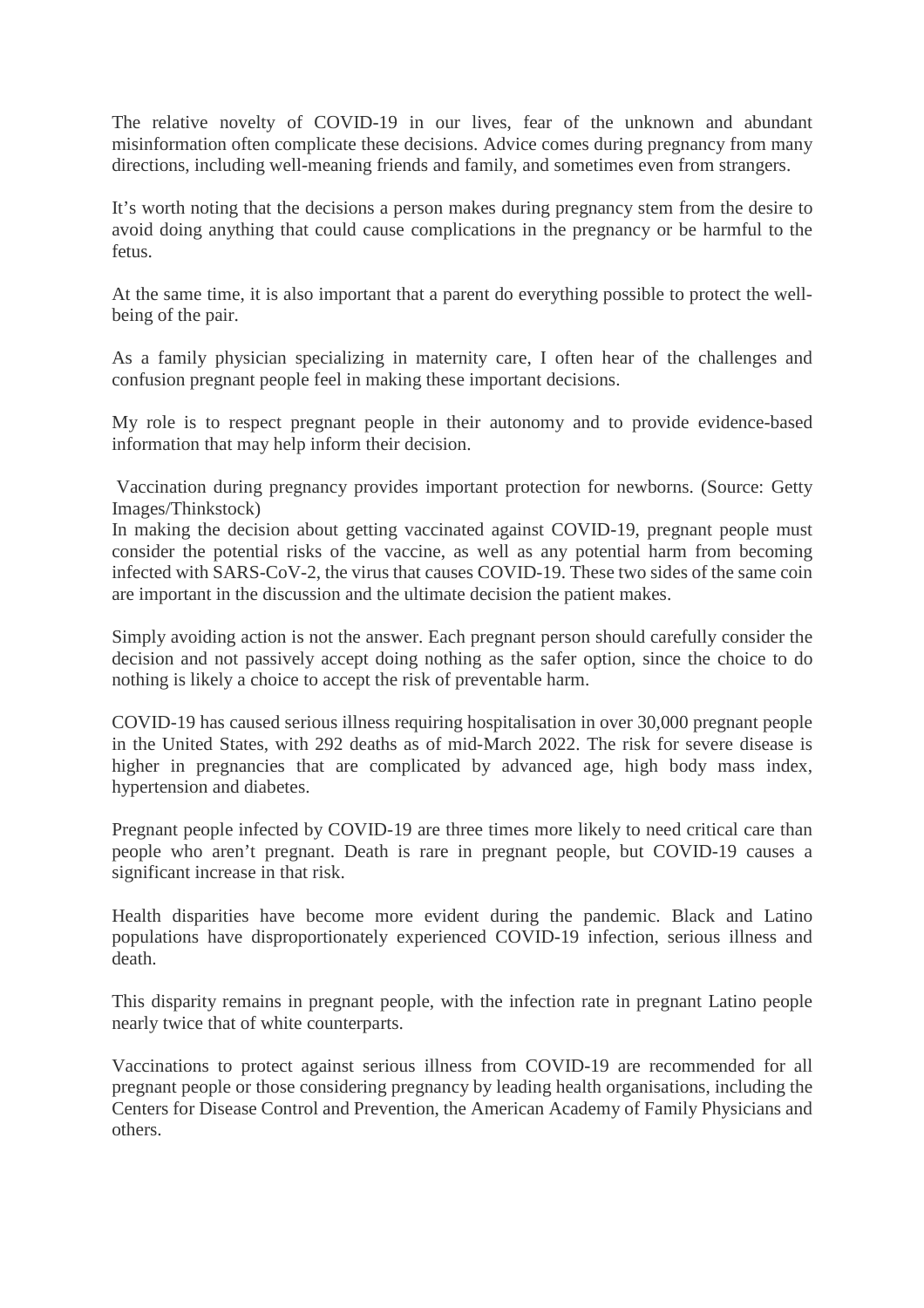The relative novelty of COVID-19 in our lives, fear of the unknown and abundant misinformation often complicate these decisions. Advice comes during pregnancy from many directions, including well-meaning friends and family, and sometimes even from strangers.

It's worth noting that the decisions a person makes during pregnancy stem from the desire to avoid doing anything that could cause complications in the pregnancy or be harmful to the fetus.

At the same time, it is also important that a parent do everything possible to protect the well-being of the pair.

As a family physician specializing in maternity care, I often hear of the challenges and confusion pregnant people feel in making these important decisions.

My role is to respect pregnant people in their autonomy and to provide evidence-based information that may help inform their decision.

Vaccination during pregnancy provides important protection for newborns. (Source: Getty Images/Thinkstock)

In making the decision about getting vaccinated against COVID-19, pregnant people must consider the potential risks of the vaccine, as well as any potential harm from becoming infected with SARS-CoV-2, the virus that causes COVID-19. These two sides of the same coin are important in the discussion and the ultimate decision the patient makes.

Simply avoiding action is not the answer. Each pregnant person should carefully consider the decision and not passively accept doing nothing as the safer option, since the choice to do nothing is likely a choice to accept the risk of preventable harm.

COVID-19 has caused serious illness requiring hospitalisation in over 30,000 pregnant people in the United States, with 292 deaths as of mid-March 2022. The risk for severe disease is higher in pregnancies that are complicated by advanced age, high body mass index, hypertension and diabetes.

Pregnant people infected by COVID-19 are three times more likely to need critical care than people who aren't pregnant. Death is rare in pregnant people, but COVID-19 causes a significant increase in that risk.

Health disparities have become more evident during the pandemic. Black and Latino populations have disproportionately experienced COVID-19 infection, serious illness and death.

This disparity remains in pregnant people, with the infection rate in pregnant Latino people nearly twice that of white counterparts.

Vaccinations to protect against serious illness from COVID-19 are recommended for all pregnant people or those considering pregnancy by leading health organisations, including the Centers for Disease Control and Prevention, the American Academy of Family Physicians and others.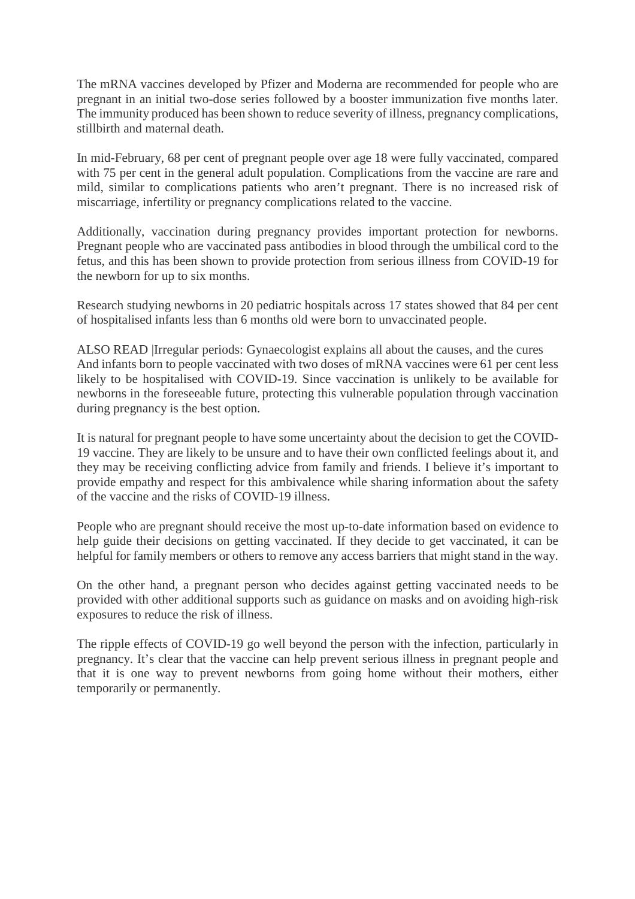The mRNA vaccines developed by Pfizer and Moderna are recommended for people who are pregnant in an initial two-dose series followed by a booster immunization five months later. The immunity produced has been shown to reduce severity of illness, pregnancy complications, stillbirth and maternal death.

In mid-February, 68 per cent of pregnant people over age 18 were fully vaccinated, compared with 75 per cent in the general adult population. Complications from the vaccine are rare and mild, similar to complications patients who aren't pregnant. There is no increased risk of miscarriage, infertility or pregnancy complications related to the vaccine.

Additionally, vaccination during pregnancy provides important protection for newborns. Pregnant people who are vaccinated pass antibodies in blood through the umbilical cord to the fetus, and this has been shown to provide protection from serious illness from COVID-19 for the newborn for up to six months.

Research studying newborns in 20 pediatric hospitals across 17 states showed that 84 per cent of hospitalised infants less than 6 months old were born to unvaccinated people.

ALSO READ |Irregular periods: Gynaecologist explains all about the causes, and the cures
And infants born to people vaccinated with two doses of mRNA vaccines were 61 per cent less likely to be hospitalised with COVID-19. Since vaccination is unlikely to be available for newborns in the foreseeable future, protecting this vulnerable population through vaccination during pregnancy is the best option.

It is natural for pregnant people to have some uncertainty about the decision to get the COVID-19 vaccine. They are likely to be unsure and to have their own conflicted feelings about it, and they may be receiving conflicting advice from family and friends. I believe it's important to provide empathy and respect for this ambivalence while sharing information about the safety of the vaccine and the risks of COVID-19 illness.

People who are pregnant should receive the most up-to-date information based on evidence to help guide their decisions on getting vaccinated. If they decide to get vaccinated, it can be helpful for family members or others to remove any access barriers that might stand in the way.

On the other hand, a pregnant person who decides against getting vaccinated needs to be provided with other additional supports such as guidance on masks and on avoiding high-risk exposures to reduce the risk of illness.

The ripple effects of COVID-19 go well beyond the person with the infection, particularly in pregnancy. It's clear that the vaccine can help prevent serious illness in pregnant people and that it is one way to prevent newborns from going home without their mothers, either temporarily or permanently.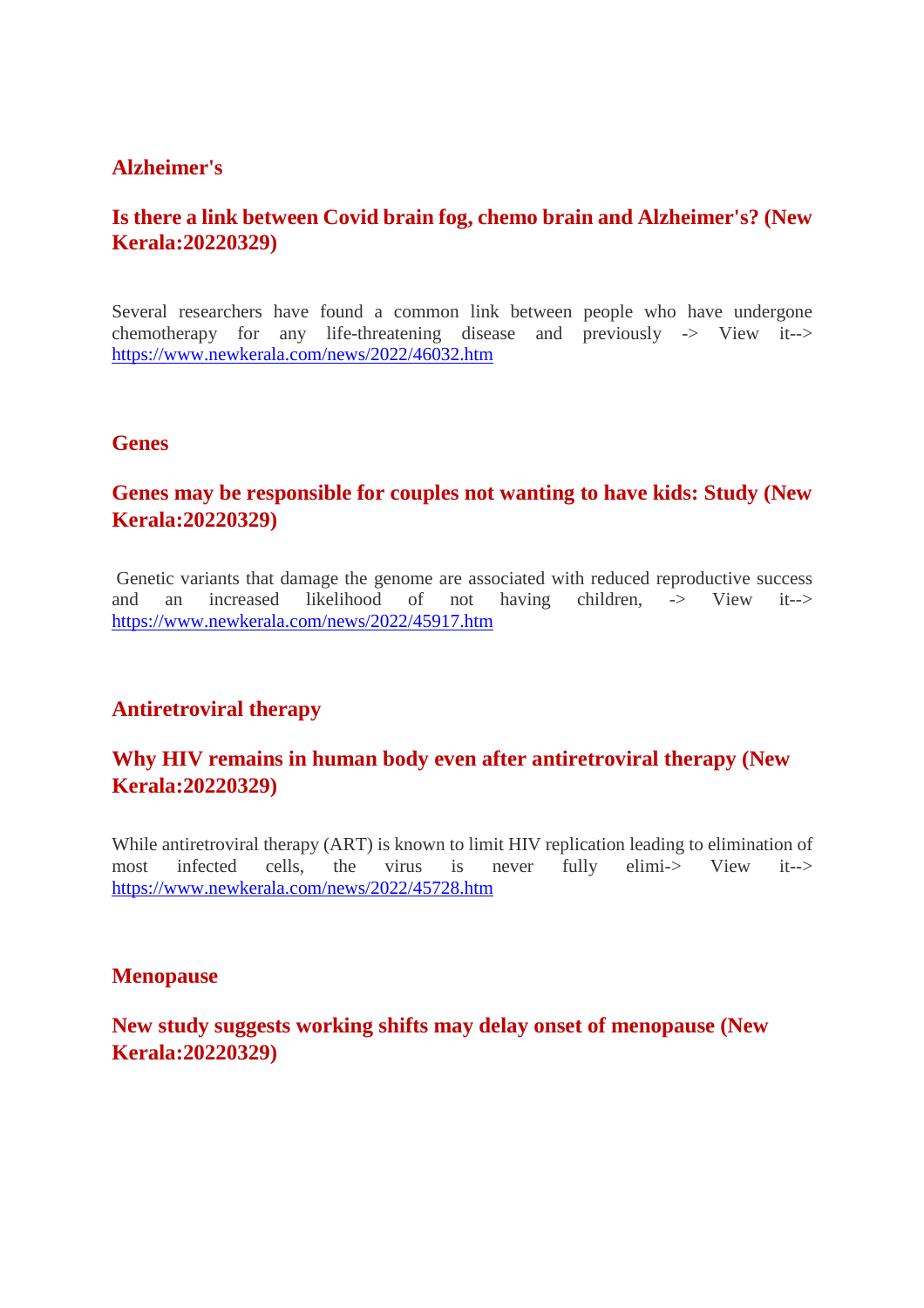## Alzheimer's

### Is there a link between Covid brain fog, chemo brain and Alzheimer's? (New Kerala:20220329)

Several researchers have found a common link between people who have undergone chemotherapy for any life-threatening disease and previously -> View it--> https://www.newkerala.com/news/2022/46032.htm

## Genes

### Genes may be responsible for couples not wanting to have kids: Study (New Kerala:20220329)

Genetic variants that damage the genome are associated with reduced reproductive success and an increased likelihood of not having children, -> View it--> https://www.newkerala.com/news/2022/45917.htm

## Antiretroviral therapy

### Why HIV remains in human body even after antiretroviral therapy (New Kerala:20220329)

While antiretroviral therapy (ART) is known to limit HIV replication leading to elimination of most infected cells, the virus is never fully elimi-> View it--> https://www.newkerala.com/news/2022/45728.htm

## Menopause

### New study suggests working shifts may delay onset of menopause (New Kerala:20220329)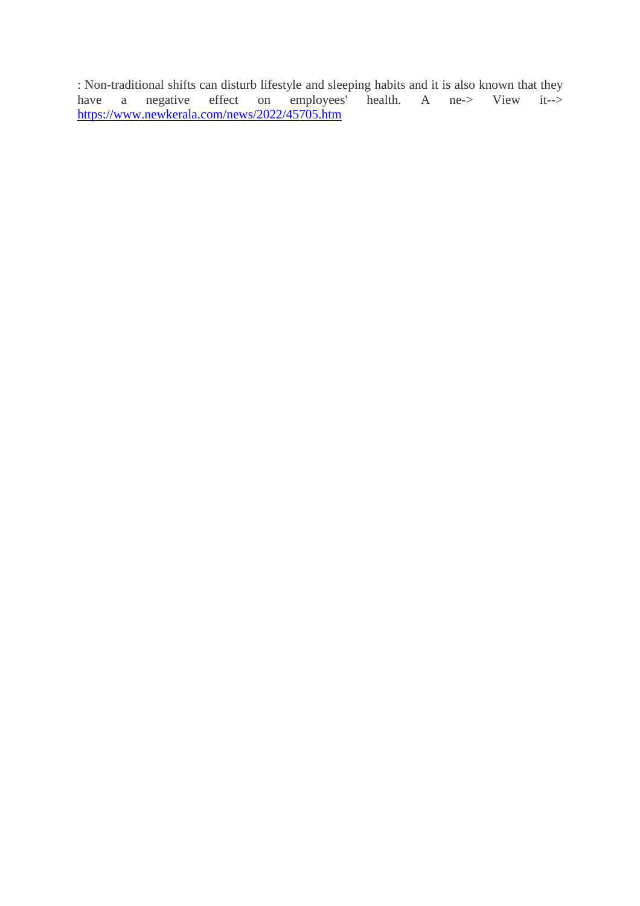: Non-traditional shifts can disturb lifestyle and sleeping habits and it is also known that they have a negative effect on employees' health. A ne-> View it--> https://www.newkerala.com/news/2022/45705.htm